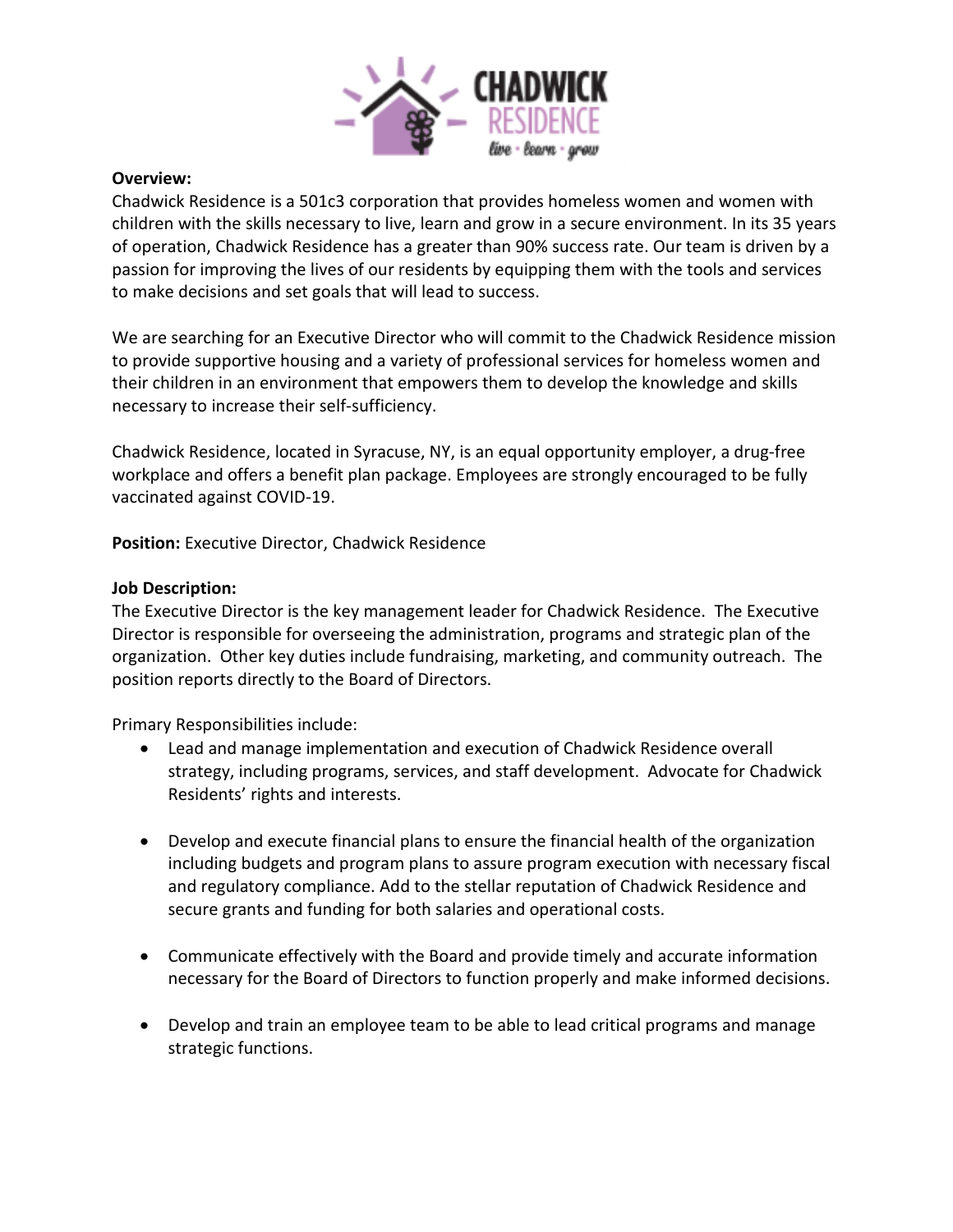**Overview:**
Chadwick Residence is a 501c3 corporation that provides homeless women and women with children with the skills necessary to live, learn and grow in a secure environment. In its 35 years of operation, Chadwick Residence has a greater than 90% success rate. Our team is driven by a passion for improving the lives of our residents by equipping them with the tools and services to make decisions and set goals that will lead to success.

We are searching for an Executive Director who will commit to the Chadwick Residence mission to provide supportive housing and a variety of professional services for homeless women and their children in an environment that empowers them to develop the knowledge and skills necessary to increase their self-sufficiency.

Chadwick Residence, located in Syracuse, NY, is an equal opportunity employer, a drug-free workplace and offers a benefit plan package. Employees are strongly encouraged to be fully vaccinated against COVID-19.

**Position:** Executive Director, Chadwick Residence

**Job Description:**
The Executive Director is the key management leader for Chadwick Residence. The Executive Director is responsible for overseeing the administration, programs and strategic plan of the organization. Other key duties include fundraising, marketing, and community outreach. The position reports directly to the Board of Directors.

Primary Responsibilities include:

- Lead and manage implementation and execution of Chadwick Residence overall strategy, including programs, services, and staff development. Advocate for Chadwick Residents' rights and interests.

- Develop and execute financial plans to ensure the financial health of the organization including budgets and program plans to assure program execution with necessary fiscal and regulatory compliance. Add to the stellar reputation of Chadwick Residence and secure grants and funding for both salaries and operational costs.

- Communicate effectively with the Board and provide timely and accurate information necessary for the Board of Directors to function properly and make informed decisions.

- Develop and train an employee team to be able to lead critical programs and manage strategic functions.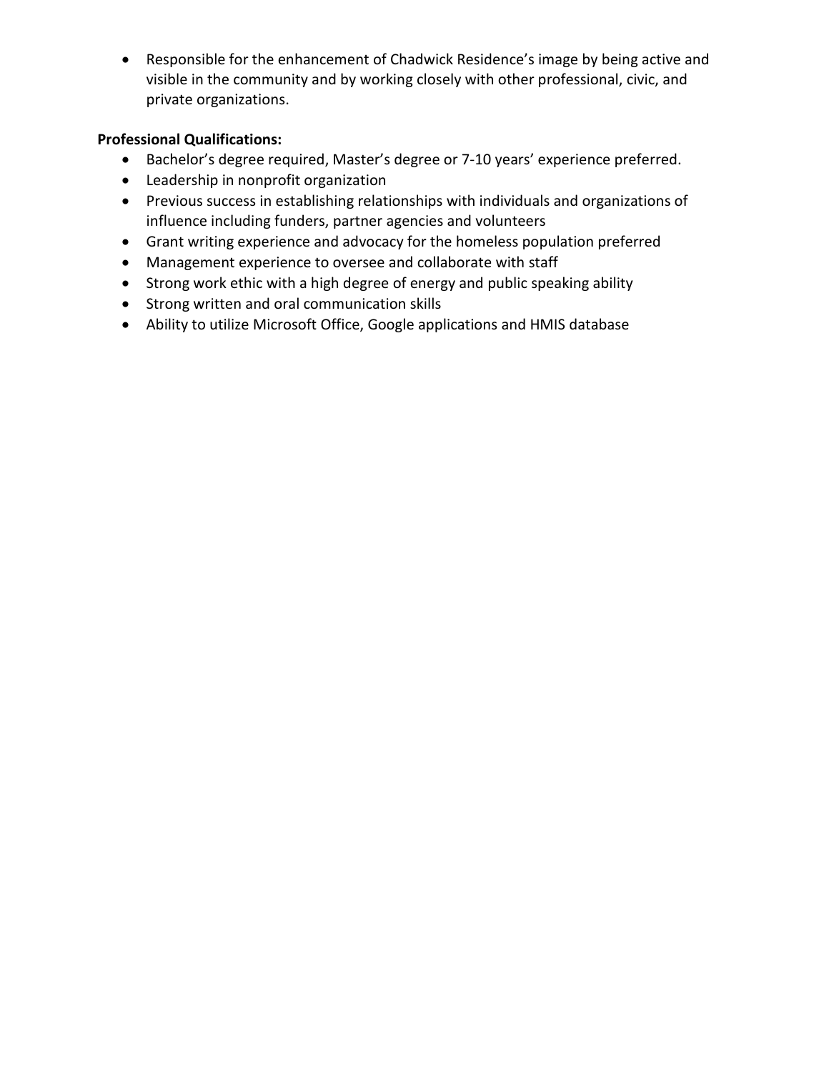- Responsible for the enhancement of Chadwick Residence's image by being active and visible in the community and by working closely with other professional, civic, and private organizations.

**Professional Qualifications:**

- Bachelor's degree required, Master's degree or 7-10 years' experience preferred.
- Leadership in nonprofit organization
- Previous success in establishing relationships with individuals and organizations of influence including funders, partner agencies and volunteers
- Grant writing experience and advocacy for the homeless population preferred
- Management experience to oversee and collaborate with staff
- Strong work ethic with a high degree of energy and public speaking ability
- Strong written and oral communication skills
- Ability to utilize Microsoft Office, Google applications and HMIS database